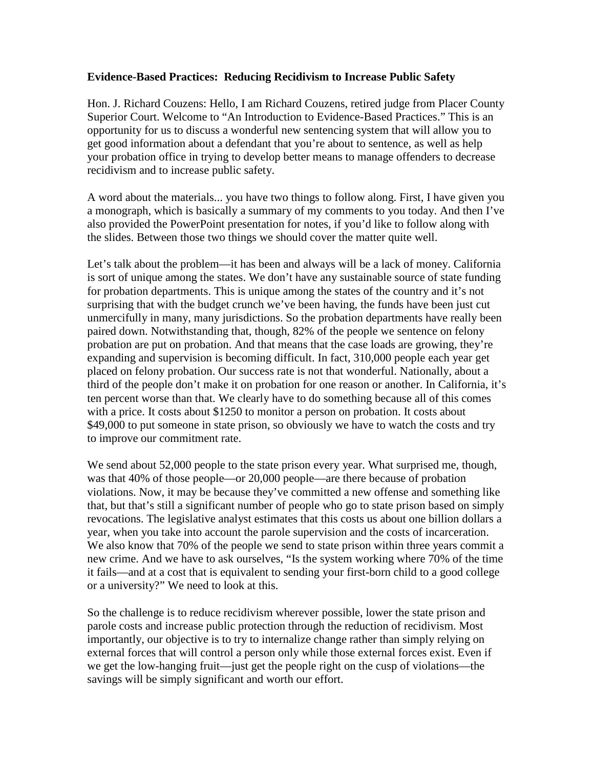**Evidence-Based Practices: Reducing Recidivism to Increase Public Safety**

Hon. J. Richard Couzens: Hello, I am Richard Couzens, retired judge from Placer County Superior Court. Welcome to "An Introduction to Evidence-Based Practices." This is an opportunity for us to discuss a wonderful new sentencing system that will allow you to get good information about a defendant that you're about to sentence, as well as help your probation office in trying to develop better means to manage offenders to decrease recidivism and to increase public safety.

A word about the materials... you have two things to follow along. First, I have given you a monograph, which is basically a summary of my comments to you today. And then I've also provided the PowerPoint presentation for notes, if you'd like to follow along with the slides. Between those two things we should cover the matter quite well.

Let's talk about the problem—it has been and always will be a lack of money. California is sort of unique among the states. We don't have any sustainable source of state funding for probation departments. This is unique among the states of the country and it's not surprising that with the budget crunch we've been having, the funds have been just cut unmercifully in many, many jurisdictions. So the probation departments have really been paired down. Notwithstanding that, though, 82% of the people we sentence on felony probation are put on probation. And that means that the case loads are growing, they're expanding and supervision is becoming difficult. In fact, 310,000 people each year get placed on felony probation. Our success rate is not that wonderful. Nationally, about a third of the people don't make it on probation for one reason or another. In California, it's ten percent worse than that. We clearly have to do something because all of this comes with a price. It costs about $1250 to monitor a person on probation. It costs about $49,000 to put someone in state prison, so obviously we have to watch the costs and try to improve our commitment rate.

We send about 52,000 people to the state prison every year. What surprised me, though, was that 40% of those people—or 20,000 people—are there because of probation violations. Now, it may be because they've committed a new offense and something like that, but that's still a significant number of people who go to state prison based on simply revocations. The legislative analyst estimates that this costs us about one billion dollars a year, when you take into account the parole supervision and the costs of incarceration. We also know that 70% of the people we send to state prison within three years commit a new crime. And we have to ask ourselves, "Is the system working where 70% of the time it fails—and at a cost that is equivalent to sending your first-born child to a good college or a university?" We need to look at this.

So the challenge is to reduce recidivism wherever possible, lower the state prison and parole costs and increase public protection through the reduction of recidivism. Most importantly, our objective is to try to internalize change rather than simply relying on external forces that will control a person only while those external forces exist. Even if we get the low-hanging fruit—just get the people right on the cusp of violations—the savings will be simply significant and worth our effort.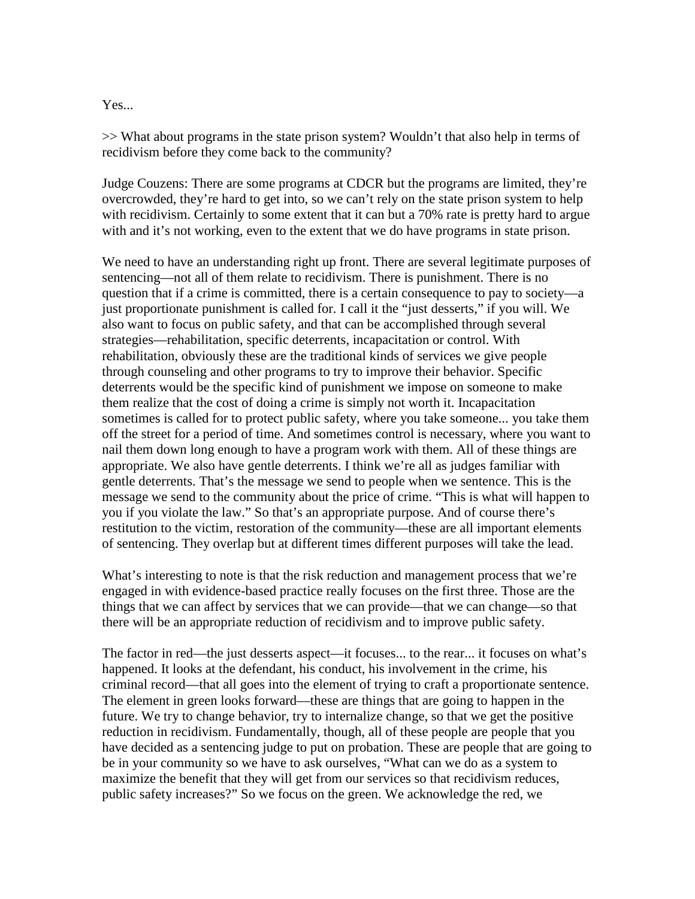Yes...

>> What about programs in the state prison system? Wouldn't that also help in terms of recidivism before they come back to the community?

Judge Couzens: There are some programs at CDCR but the programs are limited, they're overcrowded, they're hard to get into, so we can't rely on the state prison system to help with recidivism. Certainly to some extent that it can but a 70% rate is pretty hard to argue with and it's not working, even to the extent that we do have programs in state prison.

We need to have an understanding right up front. There are several legitimate purposes of sentencing—not all of them relate to recidivism. There is punishment. There is no question that if a crime is committed, there is a certain consequence to pay to society—a just proportionate punishment is called for. I call it the "just desserts," if you will. We also want to focus on public safety, and that can be accomplished through several strategies—rehabilitation, specific deterrents, incapacitation or control. With rehabilitation, obviously these are the traditional kinds of services we give people through counseling and other programs to try to improve their behavior. Specific deterrents would be the specific kind of punishment we impose on someone to make them realize that the cost of doing a crime is simply not worth it. Incapacitation sometimes is called for to protect public safety, where you take someone... you take them off the street for a period of time. And sometimes control is necessary, where you want to nail them down long enough to have a program work with them. All of these things are appropriate. We also have gentle deterrents. I think we're all as judges familiar with gentle deterrents. That's the message we send to people when we sentence. This is the message we send to the community about the price of crime. "This is what will happen to you if you violate the law." So that's an appropriate purpose. And of course there's restitution to the victim, restoration of the community—these are all important elements of sentencing. They overlap but at different times different purposes will take the lead.

What's interesting to note is that the risk reduction and management process that we're engaged in with evidence-based practice really focuses on the first three. Those are the things that we can affect by services that we can provide—that we can change—so that there will be an appropriate reduction of recidivism and to improve public safety.

The factor in red—the just desserts aspect—it focuses... to the rear... it focuses on what's happened. It looks at the defendant, his conduct, his involvement in the crime, his criminal record—that all goes into the element of trying to craft a proportionate sentence. The element in green looks forward—these are things that are going to happen in the future. We try to change behavior, try to internalize change, so that we get the positive reduction in recidivism. Fundamentally, though, all of these people are people that you have decided as a sentencing judge to put on probation. These are people that are going to be in your community so we have to ask ourselves, "What can we do as a system to maximize the benefit that they will get from our services so that recidivism reduces, public safety increases?" So we focus on the green. We acknowledge the red, we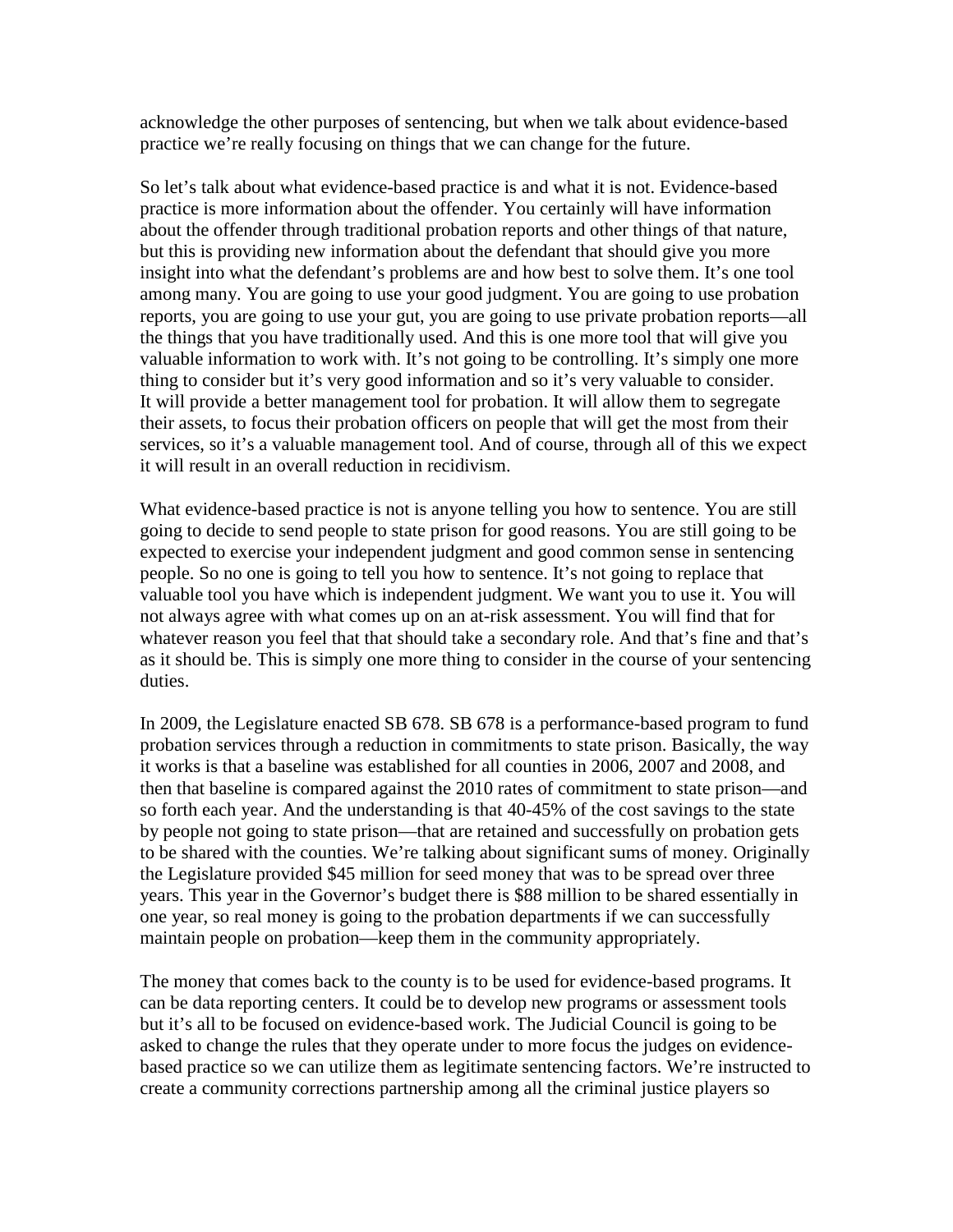acknowledge the other purposes of sentencing, but when we talk about evidence-based practice we're really focusing on things that we can change for the future.

So let's talk about what evidence-based practice is and what it is not. Evidence-based practice is more information about the offender. You certainly will have information about the offender through traditional probation reports and other things of that nature, but this is providing new information about the defendant that should give you more insight into what the defendant's problems are and how best to solve them. It's one tool among many. You are going to use your good judgment. You are going to use probation reports, you are going to use your gut, you are going to use private probation reports—all the things that you have traditionally used. And this is one more tool that will give you valuable information to work with. It's not going to be controlling. It's simply one more thing to consider but it's very good information and so it's very valuable to consider. It will provide a better management tool for probation. It will allow them to segregate their assets, to focus their probation officers on people that will get the most from their services, so it's a valuable management tool. And of course, through all of this we expect it will result in an overall reduction in recidivism.

What evidence-based practice is not is anyone telling you how to sentence. You are still going to decide to send people to state prison for good reasons. You are still going to be expected to exercise your independent judgment and good common sense in sentencing people. So no one is going to tell you how to sentence. It's not going to replace that valuable tool you have which is independent judgment. We want you to use it. You will not always agree with what comes up on an at-risk assessment. You will find that for whatever reason you feel that that should take a secondary role. And that's fine and that's as it should be. This is simply one more thing to consider in the course of your sentencing duties.

In 2009, the Legislature enacted SB 678. SB 678 is a performance-based program to fund probation services through a reduction in commitments to state prison. Basically, the way it works is that a baseline was established for all counties in 2006, 2007 and 2008, and then that baseline is compared against the 2010 rates of commitment to state prison—and so forth each year. And the understanding is that 40-45% of the cost savings to the state by people not going to state prison—that are retained and successfully on probation gets to be shared with the counties. We're talking about significant sums of money. Originally the Legislature provided $45 million for seed money that was to be spread over three years. This year in the Governor's budget there is $88 million to be shared essentially in one year, so real money is going to the probation departments if we can successfully maintain people on probation—keep them in the community appropriately.

The money that comes back to the county is to be used for evidence-based programs. It can be data reporting centers. It could be to develop new programs or assessment tools but it's all to be focused on evidence-based work. The Judicial Council is going to be asked to change the rules that they operate under to more focus the judges on evidence-based practice so we can utilize them as legitimate sentencing factors. We're instructed to create a community corrections partnership among all the criminal justice players so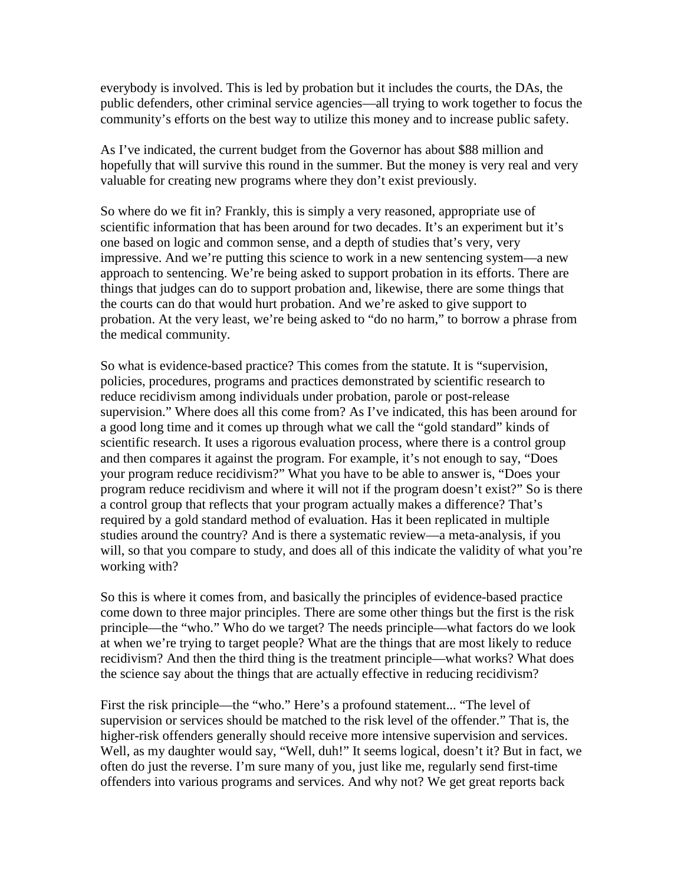everybody is involved. This is led by probation but it includes the courts, the DAs, the public defenders, other criminal service agencies—all trying to work together to focus the community's efforts on the best way to utilize this money and to increase public safety.

As I've indicated, the current budget from the Governor has about $88 million and hopefully that will survive this round in the summer. But the money is very real and very valuable for creating new programs where they don't exist previously.

So where do we fit in? Frankly, this is simply a very reasoned, appropriate use of scientific information that has been around for two decades. It's an experiment but it's one based on logic and common sense, and a depth of studies that's very, very impressive. And we're putting this science to work in a new sentencing system—a new approach to sentencing. We're being asked to support probation in its efforts. There are things that judges can do to support probation and, likewise, there are some things that the courts can do that would hurt probation. And we're asked to give support to probation. At the very least, we're being asked to "do no harm," to borrow a phrase from the medical community.

So what is evidence-based practice? This comes from the statute. It is "supervision, policies, procedures, programs and practices demonstrated by scientific research to reduce recidivism among individuals under probation, parole or post-release supervision." Where does all this come from? As I've indicated, this has been around for a good long time and it comes up through what we call the "gold standard" kinds of scientific research. It uses a rigorous evaluation process, where there is a control group and then compares it against the program. For example, it's not enough to say, "Does your program reduce recidivism?" What you have to be able to answer is, "Does your program reduce recidivism and where it will not if the program doesn't exist?" So is there a control group that reflects that your program actually makes a difference? That's required by a gold standard method of evaluation. Has it been replicated in multiple studies around the country? And is there a systematic review—a meta-analysis, if you will, so that you compare to study, and does all of this indicate the validity of what you're working with?

So this is where it comes from, and basically the principles of evidence-based practice come down to three major principles. There are some other things but the first is the risk principle—the "who." Who do we target? The needs principle—what factors do we look at when we're trying to target people? What are the things that are most likely to reduce recidivism? And then the third thing is the treatment principle—what works? What does the science say about the things that are actually effective in reducing recidivism?

First the risk principle—the "who." Here's a profound statement... "The level of supervision or services should be matched to the risk level of the offender." That is, the higher-risk offenders generally should receive more intensive supervision and services. Well, as my daughter would say, "Well, duh!" It seems logical, doesn't it? But in fact, we often do just the reverse. I'm sure many of you, just like me, regularly send first-time offenders into various programs and services. And why not? We get great reports back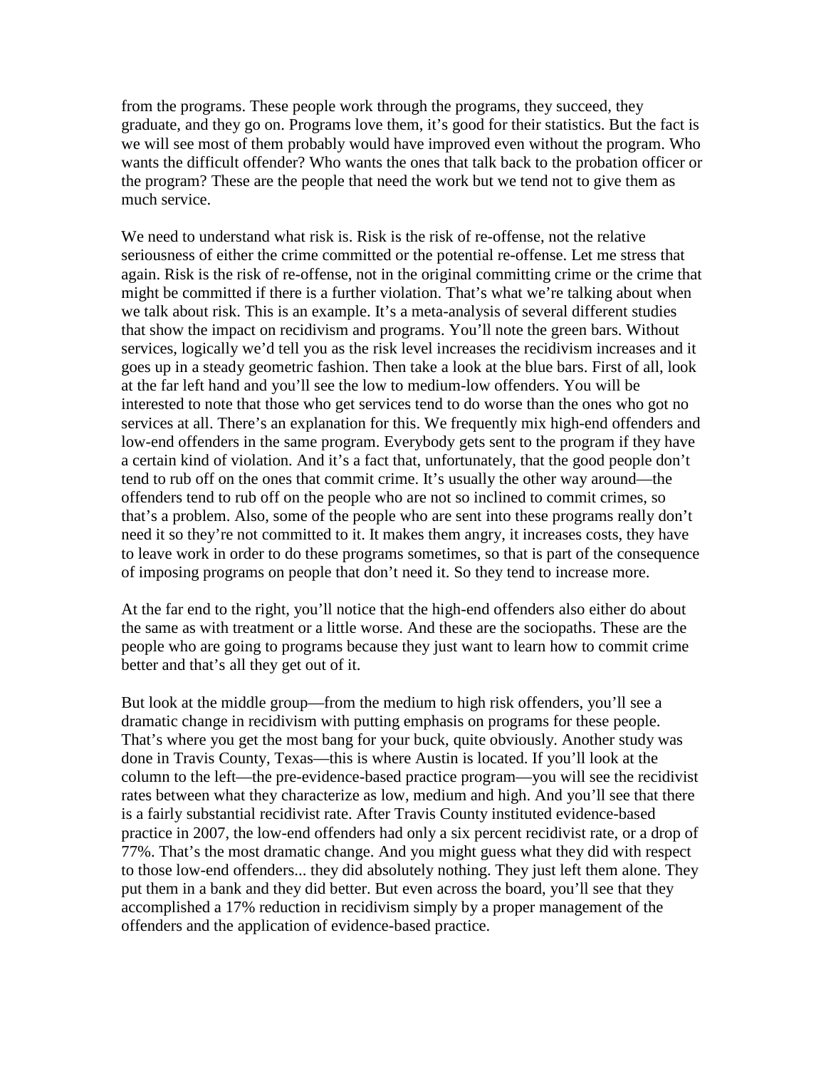from the programs. These people work through the programs, they succeed, they graduate, and they go on. Programs love them, it's good for their statistics. But the fact is we will see most of them probably would have improved even without the program. Who wants the difficult offender? Who wants the ones that talk back to the probation officer or the program? These are the people that need the work but we tend not to give them as much service.

We need to understand what risk is. Risk is the risk of re-offense, not the relative seriousness of either the crime committed or the potential re-offense. Let me stress that again. Risk is the risk of re-offense, not in the original committing crime or the crime that might be committed if there is a further violation. That's what we're talking about when we talk about risk. This is an example. It's a meta-analysis of several different studies that show the impact on recidivism and programs. You'll note the green bars. Without services, logically we'd tell you as the risk level increases the recidivism increases and it goes up in a steady geometric fashion. Then take a look at the blue bars. First of all, look at the far left hand and you'll see the low to medium-low offenders. You will be interested to note that those who get services tend to do worse than the ones who got no services at all. There's an explanation for this. We frequently mix high-end offenders and low-end offenders in the same program. Everybody gets sent to the program if they have a certain kind of violation. And it's a fact that, unfortunately, that the good people don't tend to rub off on the ones that commit crime. It's usually the other way around—the offenders tend to rub off on the people who are not so inclined to commit crimes, so that's a problem. Also, some of the people who are sent into these programs really don't need it so they're not committed to it. It makes them angry, it increases costs, they have to leave work in order to do these programs sometimes, so that is part of the consequence of imposing programs on people that don't need it. So they tend to increase more.

At the far end to the right, you'll notice that the high-end offenders also either do about the same as with treatment or a little worse. And these are the sociopaths. These are the people who are going to programs because they just want to learn how to commit crime better and that's all they get out of it.

But look at the middle group—from the medium to high risk offenders, you'll see a dramatic change in recidivism with putting emphasis on programs for these people. That's where you get the most bang for your buck, quite obviously. Another study was done in Travis County, Texas—this is where Austin is located. If you'll look at the column to the left—the pre-evidence-based practice program—you will see the recidivist rates between what they characterize as low, medium and high. And you'll see that there is a fairly substantial recidivist rate. After Travis County instituted evidence-based practice in 2007, the low-end offenders had only a six percent recidivist rate, or a drop of 77%. That's the most dramatic change. And you might guess what they did with respect to those low-end offenders... they did absolutely nothing. They just left them alone. They put them in a bank and they did better. But even across the board, you'll see that they accomplished a 17% reduction in recidivism simply by a proper management of the offenders and the application of evidence-based practice.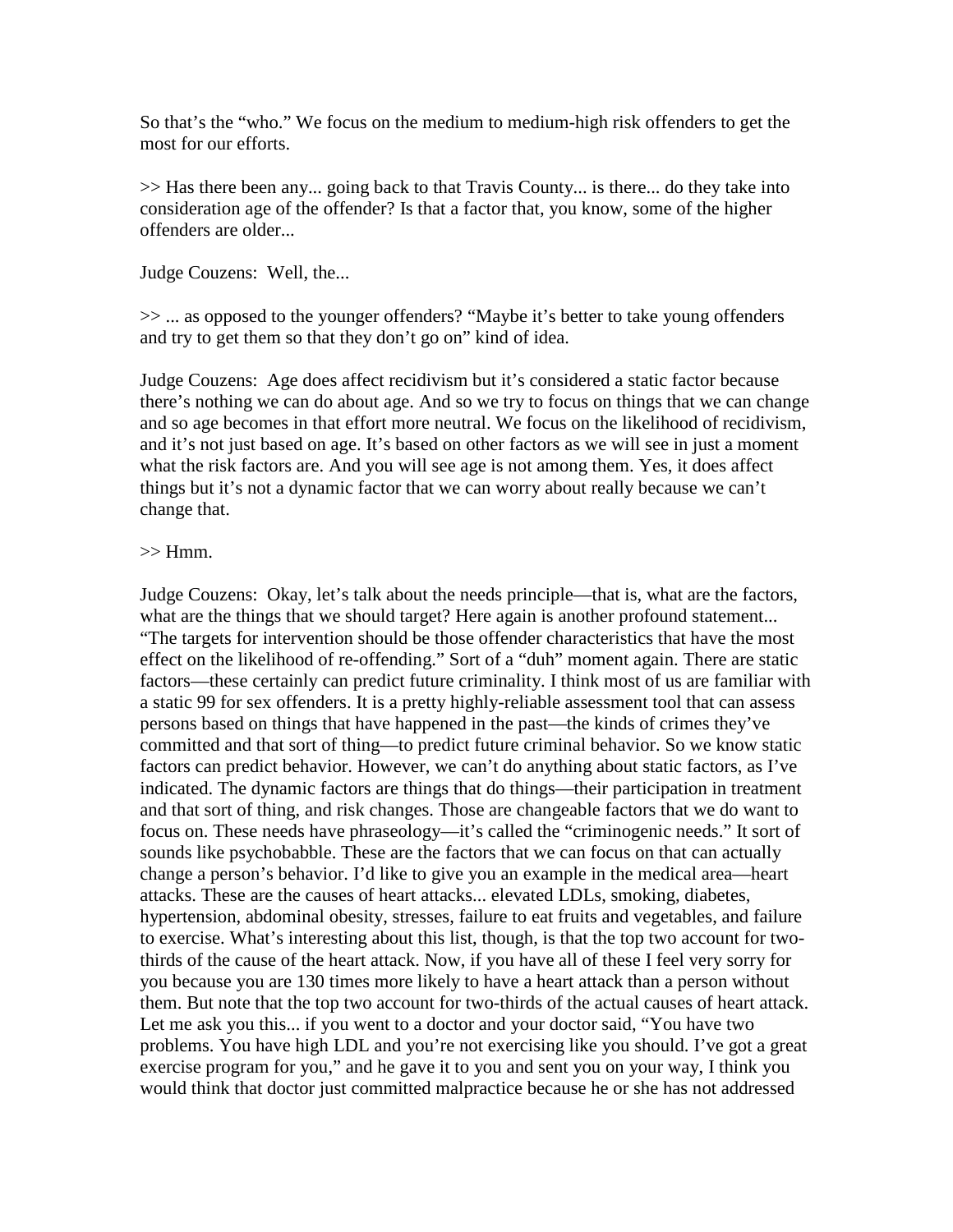So that's the "who." We focus on the medium to medium-high risk offenders to get the most for our efforts.

>> Has there been any... going back to that Travis County... is there... do they take into consideration age of the offender? Is that a factor that, you know, some of the higher offenders are older...

Judge Couzens: Well, the...

>> ... as opposed to the younger offenders? "Maybe it's better to take young offenders and try to get them so that they don't go on" kind of idea.

Judge Couzens: Age does affect recidivism but it's considered a static factor because there's nothing we can do about age. And so we try to focus on things that we can change and so age becomes in that effort more neutral. We focus on the likelihood of recidivism, and it's not just based on age. It's based on other factors as we will see in just a moment what the risk factors are. And you will see age is not among them. Yes, it does affect things but it's not a dynamic factor that we can worry about really because we can't change that.

>> Hmm.

Judge Couzens: Okay, let's talk about the needs principle—that is, what are the factors, what are the things that we should target? Here again is another profound statement... "The targets for intervention should be those offender characteristics that have the most effect on the likelihood of re-offending." Sort of a "duh" moment again. There are static factors—these certainly can predict future criminality. I think most of us are familiar with a static 99 for sex offenders. It is a pretty highly-reliable assessment tool that can assess persons based on things that have happened in the past—the kinds of crimes they've committed and that sort of thing—to predict future criminal behavior. So we know static factors can predict behavior. However, we can't do anything about static factors, as I've indicated. The dynamic factors are things that do things—their participation in treatment and that sort of thing, and risk changes. Those are changeable factors that we do want to focus on. These needs have phraseology—it's called the "criminogenic needs." It sort of sounds like psychobabble. These are the factors that we can focus on that can actually change a person's behavior. I'd like to give you an example in the medical area—heart attacks. These are the causes of heart attacks... elevated LDLs, smoking, diabetes, hypertension, abdominal obesity, stresses, failure to eat fruits and vegetables, and failure to exercise. What's interesting about this list, though, is that the top two account for two-thirds of the cause of the heart attack. Now, if you have all of these I feel very sorry for you because you are 130 times more likely to have a heart attack than a person without them. But note that the top two account for two-thirds of the actual causes of heart attack. Let me ask you this... if you went to a doctor and your doctor said, "You have two problems. You have high LDL and you're not exercising like you should. I've got a great exercise program for you," and he gave it to you and sent you on your way, I think you would think that doctor just committed malpractice because he or she has not addressed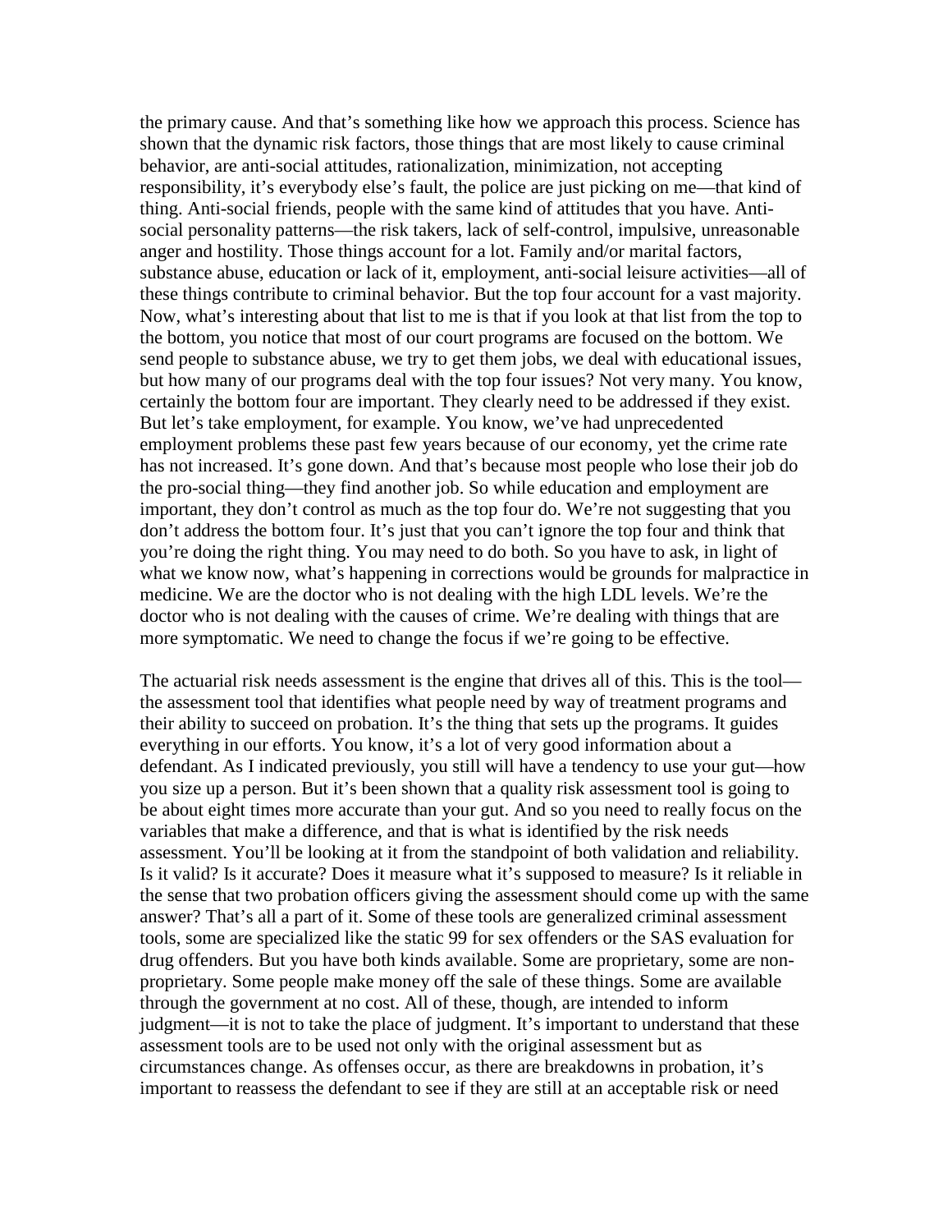the primary cause. And that's something like how we approach this process. Science has shown that the dynamic risk factors, those things that are most likely to cause criminal behavior, are anti-social attitudes, rationalization, minimization, not accepting responsibility, it's everybody else's fault, the police are just picking on me—that kind of thing. Anti-social friends, people with the same kind of attitudes that you have. Anti-social personality patterns—the risk takers, lack of self-control, impulsive, unreasonable anger and hostility. Those things account for a lot. Family and/or marital factors, substance abuse, education or lack of it, employment, anti-social leisure activities—all of these things contribute to criminal behavior. But the top four account for a vast majority. Now, what's interesting about that list to me is that if you look at that list from the top to the bottom, you notice that most of our court programs are focused on the bottom. We send people to substance abuse, we try to get them jobs, we deal with educational issues, but how many of our programs deal with the top four issues? Not very many. You know, certainly the bottom four are important. They clearly need to be addressed if they exist. But let's take employment, for example. You know, we've had unprecedented employment problems these past few years because of our economy, yet the crime rate has not increased. It's gone down. And that's because most people who lose their job do the pro-social thing—they find another job. So while education and employment are important, they don't control as much as the top four do. We're not suggesting that you don't address the bottom four. It's just that you can't ignore the top four and think that you're doing the right thing. You may need to do both. So you have to ask, in light of what we know now, what's happening in corrections would be grounds for malpractice in medicine. We are the doctor who is not dealing with the high LDL levels. We're the doctor who is not dealing with the causes of crime. We're dealing with things that are more symptomatic. We need to change the focus if we're going to be effective.

The actuarial risk needs assessment is the engine that drives all of this. This is the tool—the assessment tool that identifies what people need by way of treatment programs and their ability to succeed on probation. It's the thing that sets up the programs. It guides everything in our efforts. You know, it's a lot of very good information about a defendant. As I indicated previously, you still will have a tendency to use your gut—how you size up a person. But it's been shown that a quality risk assessment tool is going to be about eight times more accurate than your gut. And so you need to really focus on the variables that make a difference, and that is what is identified by the risk needs assessment. You'll be looking at it from the standpoint of both validation and reliability. Is it valid? Is it accurate? Does it measure what it's supposed to measure? Is it reliable in the sense that two probation officers giving the assessment should come up with the same answer? That's all a part of it. Some of these tools are generalized criminal assessment tools, some are specialized like the static 99 for sex offenders or the SAS evaluation for drug offenders. But you have both kinds available. Some are proprietary, some are non-proprietary. Some people make money off the sale of these things. Some are available through the government at no cost. All of these, though, are intended to inform judgment—it is not to take the place of judgment. It's important to understand that these assessment tools are to be used not only with the original assessment but as circumstances change. As offenses occur, as there are breakdowns in probation, it's important to reassess the defendant to see if they are still at an acceptable risk or need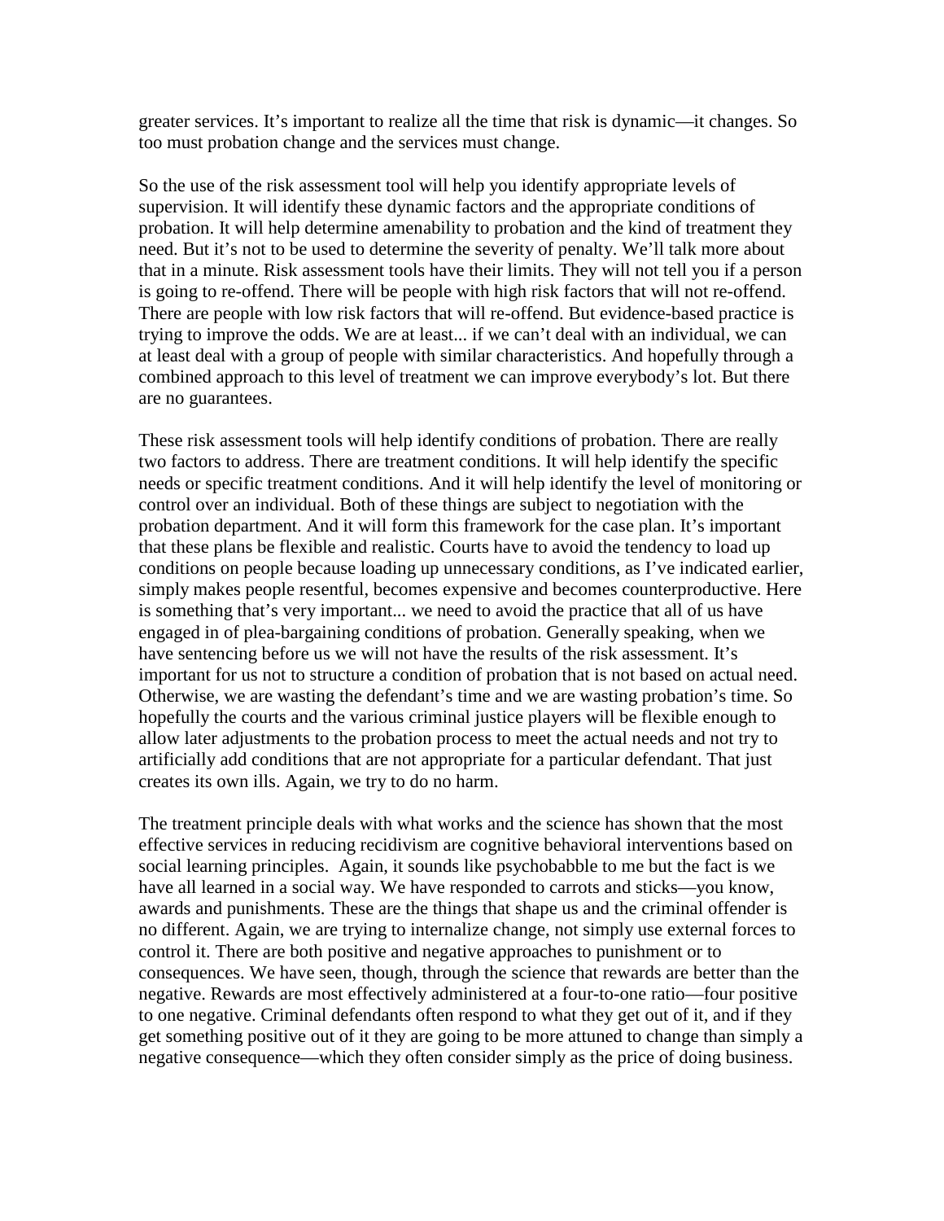greater services. It's important to realize all the time that risk is dynamic—it changes. So too must probation change and the services must change.

So the use of the risk assessment tool will help you identify appropriate levels of supervision. It will identify these dynamic factors and the appropriate conditions of probation. It will help determine amenability to probation and the kind of treatment they need. But it's not to be used to determine the severity of penalty. We'll talk more about that in a minute. Risk assessment tools have their limits. They will not tell you if a person is going to re-offend. There will be people with high risk factors that will not re-offend. There are people with low risk factors that will re-offend. But evidence-based practice is trying to improve the odds. We are at least... if we can't deal with an individual, we can at least deal with a group of people with similar characteristics. And hopefully through a combined approach to this level of treatment we can improve everybody's lot. But there are no guarantees.

These risk assessment tools will help identify conditions of probation. There are really two factors to address. There are treatment conditions. It will help identify the specific needs or specific treatment conditions. And it will help identify the level of monitoring or control over an individual. Both of these things are subject to negotiation with the probation department. And it will form this framework for the case plan. It's important that these plans be flexible and realistic. Courts have to avoid the tendency to load up conditions on people because loading up unnecessary conditions, as I've indicated earlier, simply makes people resentful, becomes expensive and becomes counterproductive. Here is something that's very important... we need to avoid the practice that all of us have engaged in of plea-bargaining conditions of probation. Generally speaking, when we have sentencing before us we will not have the results of the risk assessment. It's important for us not to structure a condition of probation that is not based on actual need. Otherwise, we are wasting the defendant's time and we are wasting probation's time. So hopefully the courts and the various criminal justice players will be flexible enough to allow later adjustments to the probation process to meet the actual needs and not try to artificially add conditions that are not appropriate for a particular defendant. That just creates its own ills. Again, we try to do no harm.

The treatment principle deals with what works and the science has shown that the most effective services in reducing recidivism are cognitive behavioral interventions based on social learning principles. Again, it sounds like psychobabble to me but the fact is we have all learned in a social way. We have responded to carrots and sticks—you know, awards and punishments. These are the things that shape us and the criminal offender is no different. Again, we are trying to internalize change, not simply use external forces to control it. There are both positive and negative approaches to punishment or to consequences. We have seen, though, through the science that rewards are better than the negative. Rewards are most effectively administered at a four-to-one ratio—four positive to one negative. Criminal defendants often respond to what they get out of it, and if they get something positive out of it they are going to be more attuned to change than simply a negative consequence—which they often consider simply as the price of doing business.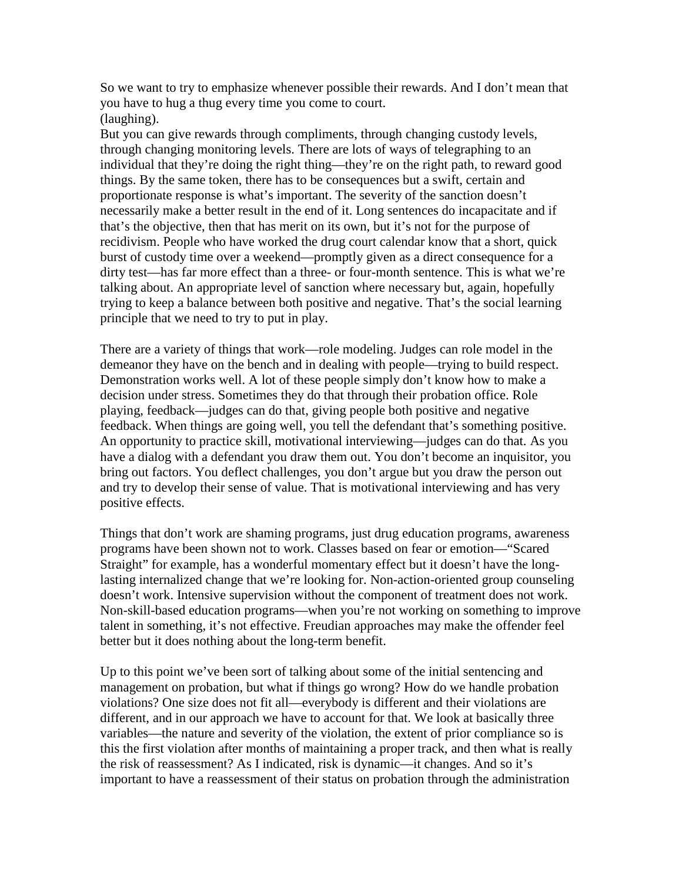So we want to try to emphasize whenever possible their rewards. And I don't mean that you have to hug a thug every time you come to court.
(laughing).
But you can give rewards through compliments, through changing custody levels, through changing monitoring levels. There are lots of ways of telegraphing to an individual that they're doing the right thing—they're on the right path, to reward good things. By the same token, there has to be consequences but a swift, certain and proportionate response is what's important. The severity of the sanction doesn't necessarily make a better result in the end of it. Long sentences do incapacitate and if that's the objective, then that has merit on its own, but it's not for the purpose of recidivism. People who have worked the drug court calendar know that a short, quick burst of custody time over a weekend—promptly given as a direct consequence for a dirty test—has far more effect than a three- or four-month sentence. This is what we're talking about. An appropriate level of sanction where necessary but, again, hopefully trying to keep a balance between both positive and negative. That's the social learning principle that we need to try to put in play.

There are a variety of things that work—role modeling. Judges can role model in the demeanor they have on the bench and in dealing with people—trying to build respect. Demonstration works well. A lot of these people simply don't know how to make a decision under stress. Sometimes they do that through their probation office. Role playing, feedback—judges can do that, giving people both positive and negative feedback. When things are going well, you tell the defendant that's something positive. An opportunity to practice skill, motivational interviewing—judges can do that. As you have a dialog with a defendant you draw them out. You don't become an inquisitor, you bring out factors. You deflect challenges, you don't argue but you draw the person out and try to develop their sense of value. That is motivational interviewing and has very positive effects.

Things that don't work are shaming programs, just drug education programs, awareness programs have been shown not to work. Classes based on fear or emotion—"Scared Straight" for example, has a wonderful momentary effect but it doesn't have the long-lasting internalized change that we're looking for. Non-action-oriented group counseling doesn't work. Intensive supervision without the component of treatment does not work. Non-skill-based education programs—when you're not working on something to improve talent in something, it's not effective. Freudian approaches may make the offender feel better but it does nothing about the long-term benefit.

Up to this point we've been sort of talking about some of the initial sentencing and management on probation, but what if things go wrong? How do we handle probation violations? One size does not fit all—everybody is different and their violations are different, and in our approach we have to account for that. We look at basically three variables—the nature and severity of the violation, the extent of prior compliance so is this the first violation after months of maintaining a proper track, and then what is really the risk of reassessment? As I indicated, risk is dynamic—it changes. And so it's important to have a reassessment of their status on probation through the administration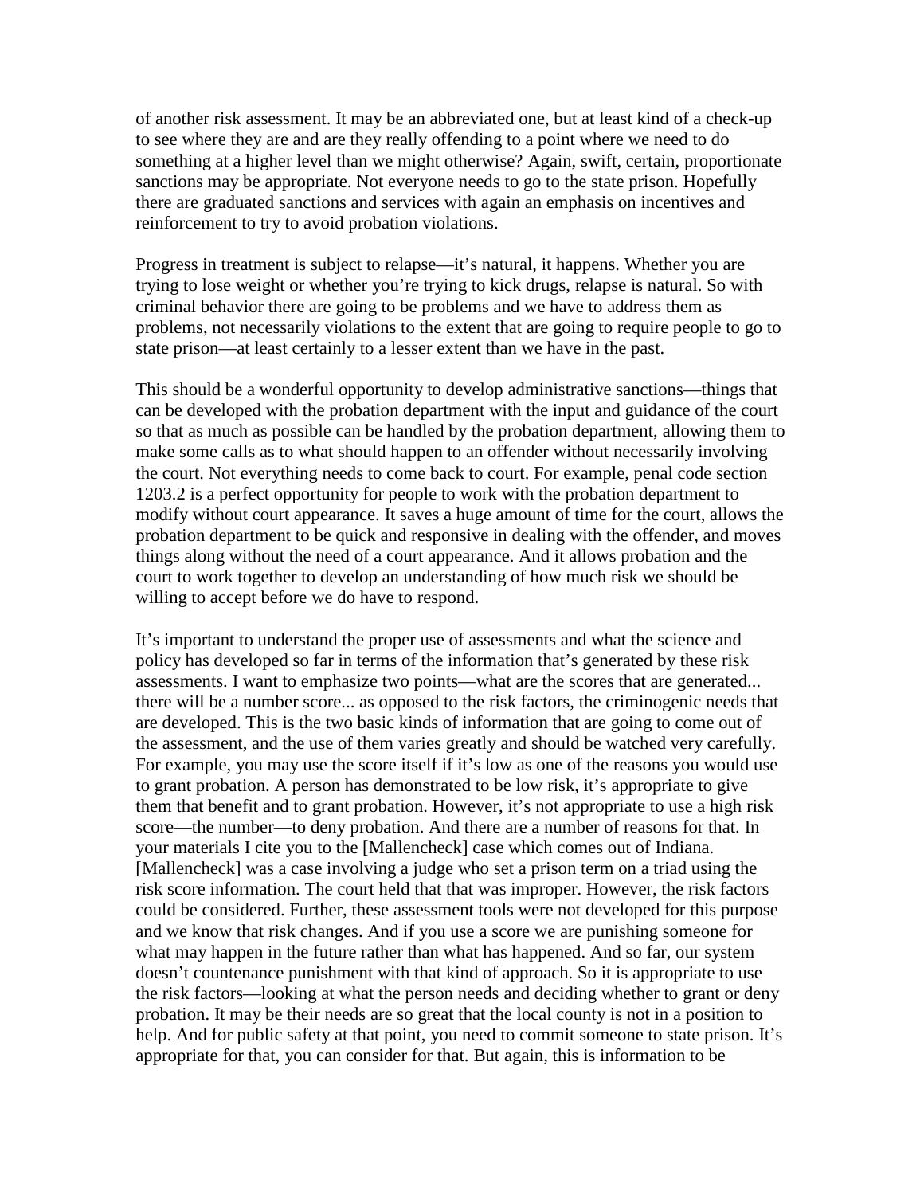of another risk assessment. It may be an abbreviated one, but at least kind of a check-up to see where they are and are they really offending to a point where we need to do something at a higher level than we might otherwise? Again, swift, certain, proportionate sanctions may be appropriate. Not everyone needs to go to the state prison. Hopefully there are graduated sanctions and services with again an emphasis on incentives and reinforcement to try to avoid probation violations.

Progress in treatment is subject to relapse—it's natural, it happens. Whether you are trying to lose weight or whether you're trying to kick drugs, relapse is natural. So with criminal behavior there are going to be problems and we have to address them as problems, not necessarily violations to the extent that are going to require people to go to state prison—at least certainly to a lesser extent than we have in the past.

This should be a wonderful opportunity to develop administrative sanctions—things that can be developed with the probation department with the input and guidance of the court so that as much as possible can be handled by the probation department, allowing them to make some calls as to what should happen to an offender without necessarily involving the court. Not everything needs to come back to court. For example, penal code section 1203.2 is a perfect opportunity for people to work with the probation department to modify without court appearance. It saves a huge amount of time for the court, allows the probation department to be quick and responsive in dealing with the offender, and moves things along without the need of a court appearance. And it allows probation and the court to work together to develop an understanding of how much risk we should be willing to accept before we do have to respond.

It's important to understand the proper use of assessments and what the science and policy has developed so far in terms of the information that's generated by these risk assessments. I want to emphasize two points—what are the scores that are generated... there will be a number score... as opposed to the risk factors, the criminogenic needs that are developed. This is the two basic kinds of information that are going to come out of the assessment, and the use of them varies greatly and should be watched very carefully. For example, you may use the score itself if it's low as one of the reasons you would use to grant probation. A person has demonstrated to be low risk, it's appropriate to give them that benefit and to grant probation. However, it's not appropriate to use a high risk score—the number—to deny probation. And there are a number of reasons for that. In your materials I cite you to the [Mallencheck] case which comes out of Indiana. [Mallencheck] was a case involving a judge who set a prison term on a triad using the risk score information. The court held that that was improper. However, the risk factors could be considered. Further, these assessment tools were not developed for this purpose and we know that risk changes. And if you use a score we are punishing someone for what may happen in the future rather than what has happened. And so far, our system doesn't countenance punishment with that kind of approach. So it is appropriate to use the risk factors—looking at what the person needs and deciding whether to grant or deny probation. It may be their needs are so great that the local county is not in a position to help. And for public safety at that point, you need to commit someone to state prison. It's appropriate for that, you can consider for that. But again, this is information to be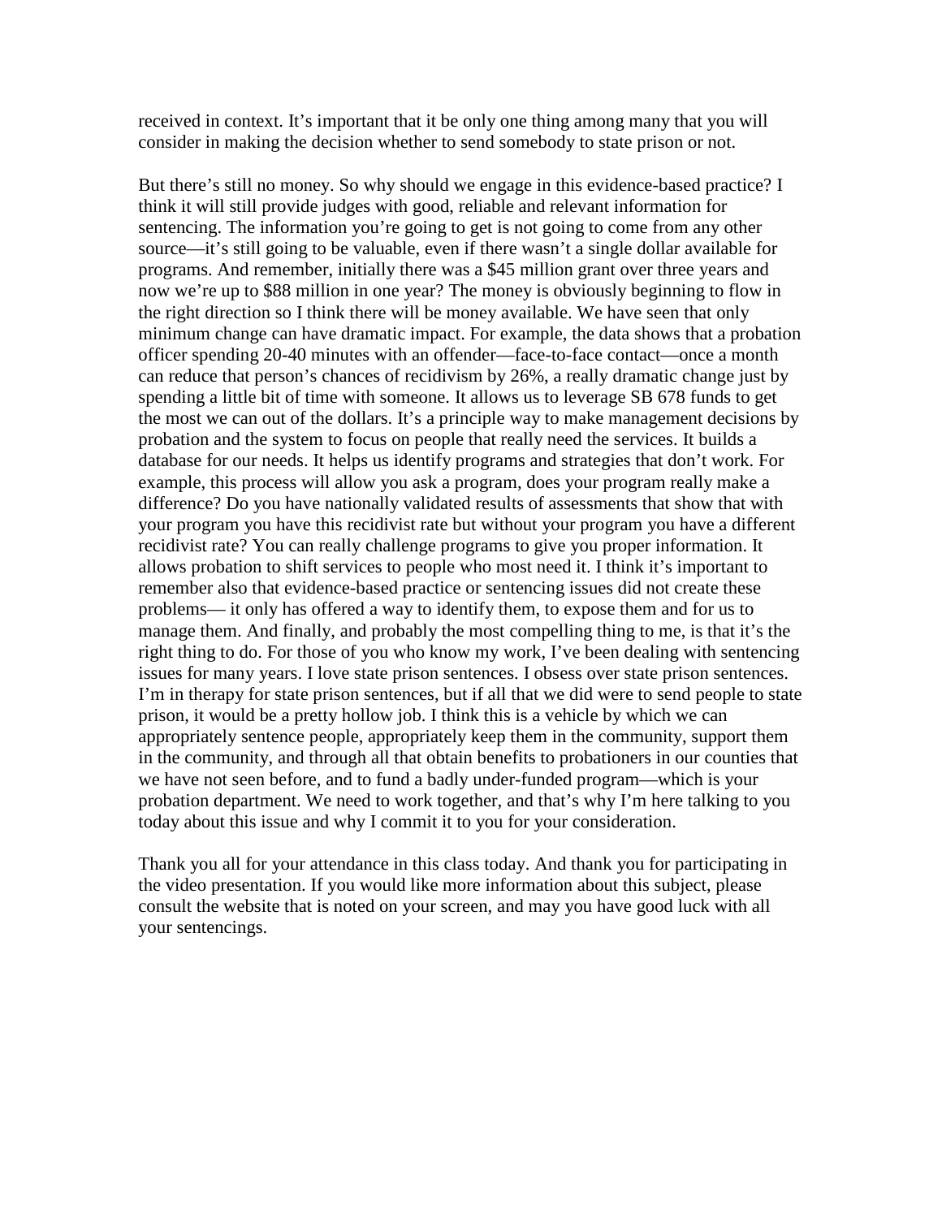received in context. It's important that it be only one thing among many that you will consider in making the decision whether to send somebody to state prison or not.

But there's still no money. So why should we engage in this evidence-based practice? I think it will still provide judges with good, reliable and relevant information for sentencing. The information you're going to get is not going to come from any other source—it's still going to be valuable, even if there wasn't a single dollar available for programs. And remember, initially there was a $45 million grant over three years and now we're up to $88 million in one year? The money is obviously beginning to flow in the right direction so I think there will be money available. We have seen that only minimum change can have dramatic impact. For example, the data shows that a probation officer spending 20-40 minutes with an offender—face-to-face contact—once a month can reduce that person's chances of recidivism by 26%, a really dramatic change just by spending a little bit of time with someone. It allows us to leverage SB 678 funds to get the most we can out of the dollars. It's a principle way to make management decisions by probation and the system to focus on people that really need the services. It builds a database for our needs. It helps us identify programs and strategies that don't work. For example, this process will allow you ask a program, does your program really make a difference? Do you have nationally validated results of assessments that show that with your program you have this recidivist rate but without your program you have a different recidivist rate? You can really challenge programs to give you proper information. It allows probation to shift services to people who most need it. I think it's important to remember also that evidence-based practice or sentencing issues did not create these problems— it only has offered a way to identify them, to expose them and for us to manage them. And finally, and probably the most compelling thing to me, is that it's the right thing to do. For those of you who know my work, I've been dealing with sentencing issues for many years. I love state prison sentences. I obsess over state prison sentences. I'm in therapy for state prison sentences, but if all that we did were to send people to state prison, it would be a pretty hollow job. I think this is a vehicle by which we can appropriately sentence people, appropriately keep them in the community, support them in the community, and through all that obtain benefits to probationers in our counties that we have not seen before, and to fund a badly under-funded program—which is your probation department. We need to work together, and that's why I'm here talking to you today about this issue and why I commit it to you for your consideration.

Thank you all for your attendance in this class today. And thank you for participating in the video presentation. If you would like more information about this subject, please consult the website that is noted on your screen, and may you have good luck with all your sentencings.